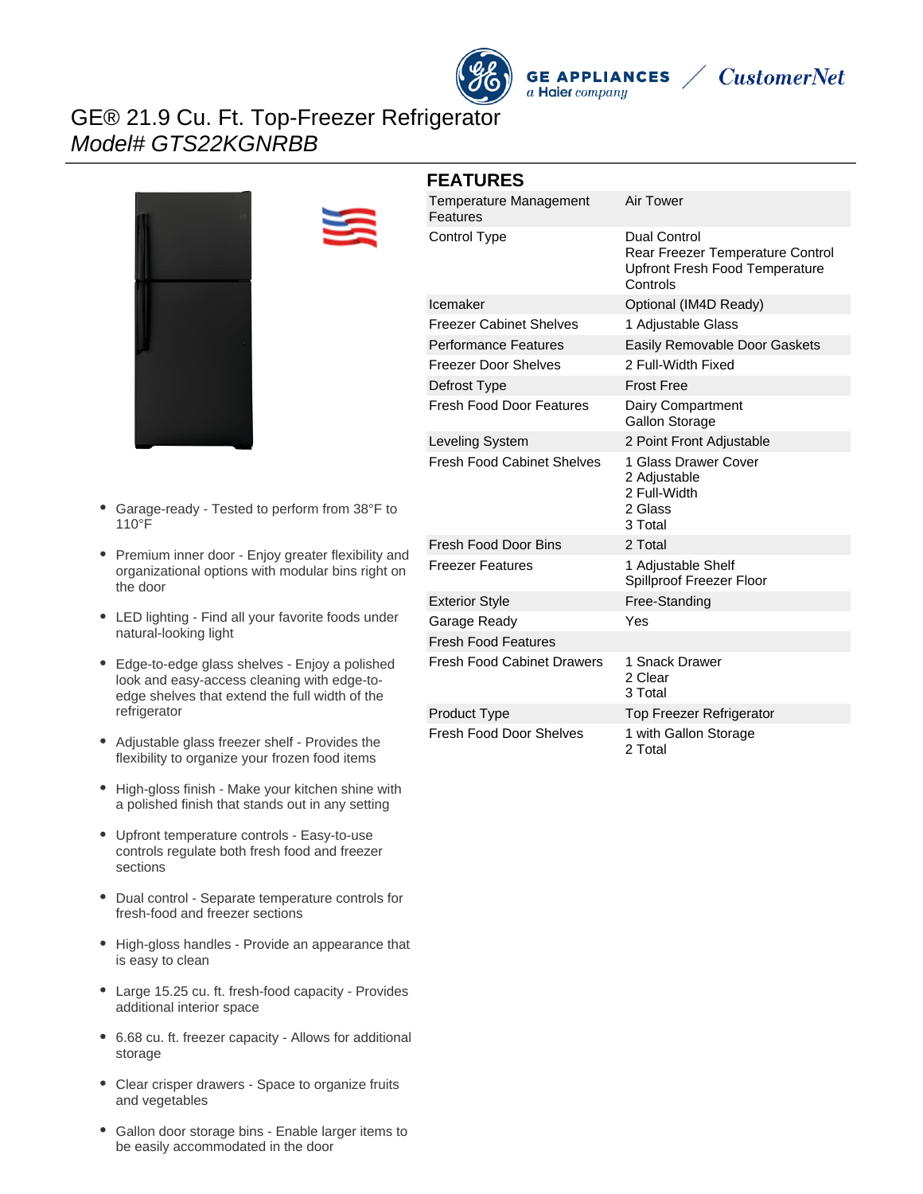# GE® 21.9 Cu. Ft. Top-Freezer Refrigerator

*Model# GTS22KGNRBB*

- Garage-ready - Tested to perform from 38°F to 110°F
- Premium inner door - Enjoy greater flexibility and organizational options with modular bins right on the door
- LED lighting - Find all your favorite foods under natural-looking light
- Edge-to-edge glass shelves - Enjoy a polished look and easy-access cleaning with edge-to-edge shelves that extend the full width of the refrigerator
- Adjustable glass freezer shelf - Provides the flexibility to organize your frozen food items
- High-gloss finish - Make your kitchen shine with a polished finish that stands out in any setting
- Upfront temperature controls - Easy-to-use controls regulate both fresh food and freezer sections
- Dual control - Separate temperature controls for fresh-food and freezer sections
- High-gloss handles - Provide an appearance that is easy to clean
- Large 15.25 cu. ft. fresh-food capacity - Provides additional interior space
- 6.68 cu. ft. freezer capacity - Allows for additional storage
- Clear crisper drawers - Space to organize fruits and vegetables
- Gallon door storage bins - Enable larger items to be easily accommodated in the door

## FEATURES

| | |
|---|---|
| Temperature Management Features | Air Tower |
| Control Type | Dual Control<br>Rear Freezer Temperature Control<br>Upfront Fresh Food Temperature Controls |
| Icemaker | Optional (IM4D Ready) |
| Freezer Cabinet Shelves | 1 Adjustable Glass |
| Performance Features | Easily Removable Door Gaskets |
| Freezer Door Shelves | 2 Full-Width Fixed |
| Defrost Type | Frost Free |
| Fresh Food Door Features | Dairy Compartment<br>Gallon Storage |
| Leveling System | 2 Point Front Adjustable |
| Fresh Food Cabinet Shelves | 1 Glass Drawer Cover<br>2 Adjustable<br>2 Full-Width<br>2 Glass<br>3 Total |
| Fresh Food Door Bins | 2 Total |
| Freezer Features | 1 Adjustable Shelf<br>Spillproof Freezer Floor |
| Exterior Style | Free-Standing |
| Garage Ready | Yes |
| Fresh Food Features | |
| Fresh Food Cabinet Drawers | 1 Snack Drawer<br>2 Clear<br>3 Total |
| Product Type | Top Freezer Refrigerator |
| Fresh Food Door Shelves | 1 with Gallon Storage<br>2 Total |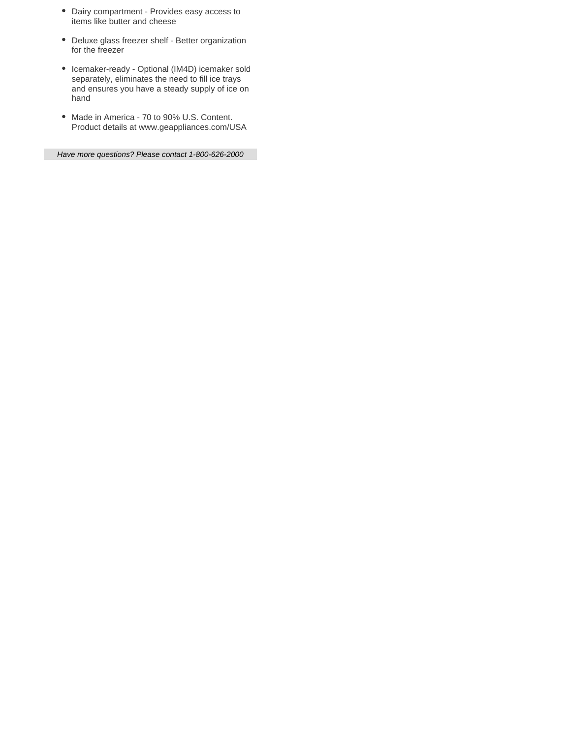- Dairy compartment - Provides easy access to items like butter and cheese
- Deluxe glass freezer shelf - Better organization for the freezer
- Icemaker-ready - Optional (IM4D) icemaker sold separately, eliminates the need to fill ice trays and ensures you have a steady supply of ice on hand
- Made in America - 70 to 90% U.S. Content. Product details at www.geappliances.com/USA

*Have more questions? Please contact 1-800-626-2000*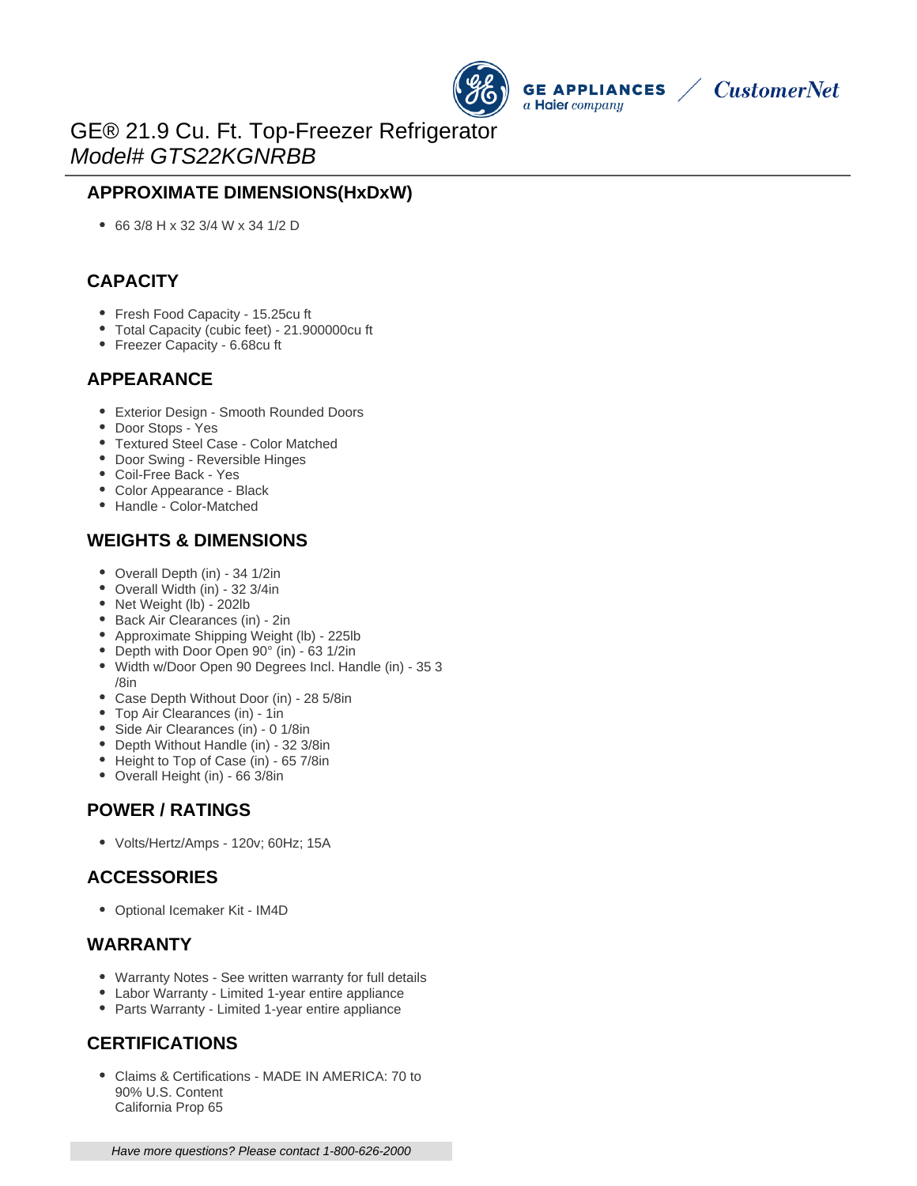# GE® 21.9 Cu. Ft. Top-Freezer Refrigerator

*Model# GTS22KGNRBB*

## APPROXIMATE DIMENSIONS(HxDxW)

- 66 3/8 H x 32 3/4 W x 34 1/2 D

## CAPACITY

- Fresh Food Capacity - 15.25cu ft
- Total Capacity (cubic feet) - 21.900000cu ft
- Freezer Capacity - 6.68cu ft

## APPEARANCE

- Exterior Design - Smooth Rounded Doors
- Door Stops - Yes
- Textured Steel Case - Color Matched
- Door Swing - Reversible Hinges
- Coil-Free Back - Yes
- Color Appearance - Black
- Handle - Color-Matched

## WEIGHTS & DIMENSIONS

- Overall Depth (in) - 34 1/2in
- Overall Width (in) - 32 3/4in
- Net Weight (lb) - 202lb
- Back Air Clearances (in) - 2in
- Approximate Shipping Weight (lb) - 225lb
- Depth with Door Open 90° (in) - 63 1/2in
- Width w/Door Open 90 Degrees Incl. Handle (in) - 35 3/8in
- Case Depth Without Door (in) - 28 5/8in
- Top Air Clearances (in) - 1in
- Side Air Clearances (in) - 0 1/8in
- Depth Without Handle (in) - 32 3/8in
- Height to Top of Case (in) - 65 7/8in
- Overall Height (in) - 66 3/8in

## POWER / RATINGS

- Volts/Hertz/Amps - 120v; 60Hz; 15A

## ACCESSORIES

- Optional Icemaker Kit - IM4D

## WARRANTY

- Warranty Notes - See written warranty for full details
- Labor Warranty - Limited 1-year entire appliance
- Parts Warranty - Limited 1-year entire appliance

## CERTIFICATIONS

- Claims & Certifications - MADE IN AMERICA: 70 to 90% U.S. Content
  California Prop 65

*Have more questions? Please contact 1-800-626-2000*